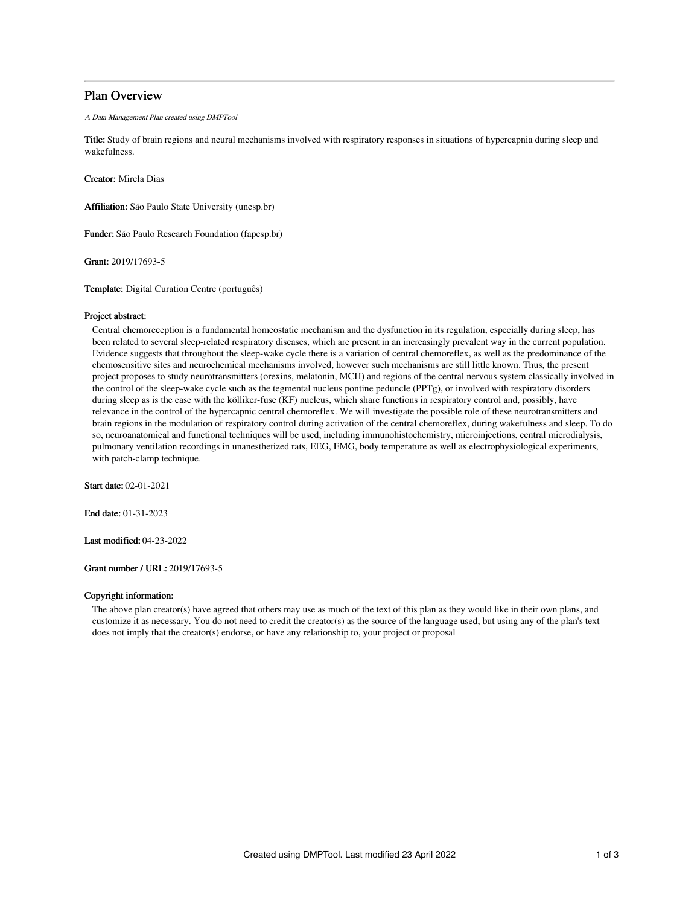# Plan Overview

*A Data Management Plan created using DMPTool*

**Title:** Study of brain regions and neural mechanisms involved with respiratory responses in situations of hypercapnia during sleep and wakefulness.

**Creator:** Mirela Dias

**Affiliation:** São Paulo State University (unesp.br)

**Funder:** São Paulo Research Foundation (fapesp.br)

**Grant:** 2019/17693-5

**Template:** Digital Curation Centre (português)

**Project abstract:**

Central chemoreception is a fundamental homeostatic mechanism and the dysfunction in its regulation, especially during sleep, has been related to several sleep-related respiratory diseases, which are present in an increasingly prevalent way in the current population. Evidence suggests that throughout the sleep-wake cycle there is a variation of central chemoreflex, as well as the predominance of the chemosensitive sites and neurochemical mechanisms involved, however such mechanisms are still little known. Thus, the present project proposes to study neurotransmitters (orexins, melatonin, MCH) and regions of the central nervous system classically involved in the control of the sleep-wake cycle such as the tegmental nucleus pontine peduncle (PPTg), or involved with respiratory disorders during sleep as is the case with the kölliker-fuse (KF) nucleus, which share functions in respiratory control and, possibly, have relevance in the control of the hypercapnic central chemoreflex. We will investigate the possible role of these neurotransmitters and brain regions in the modulation of respiratory control during activation of the central chemoreflex, during wakefulness and sleep. To do so, neuroanatomical and functional techniques will be used, including immunohistochemistry, microinjections, central microdialysis, pulmonary ventilation recordings in unanesthetized rats, EEG, EMG, body temperature as well as electrophysiological experiments, with patch-clamp technique.

**Start date:** 02-01-2021

**End date:** 01-31-2023

**Last modified:** 04-23-2022

**Grant number / URL:** 2019/17693-5

**Copyright information:**

The above plan creator(s) have agreed that others may use as much of the text of this plan as they would like in their own plans, and customize it as necessary. You do not need to credit the creator(s) as the source of the language used, but using any of the plan's text does not imply that the creator(s) endorse, or have any relationship to, your project or proposal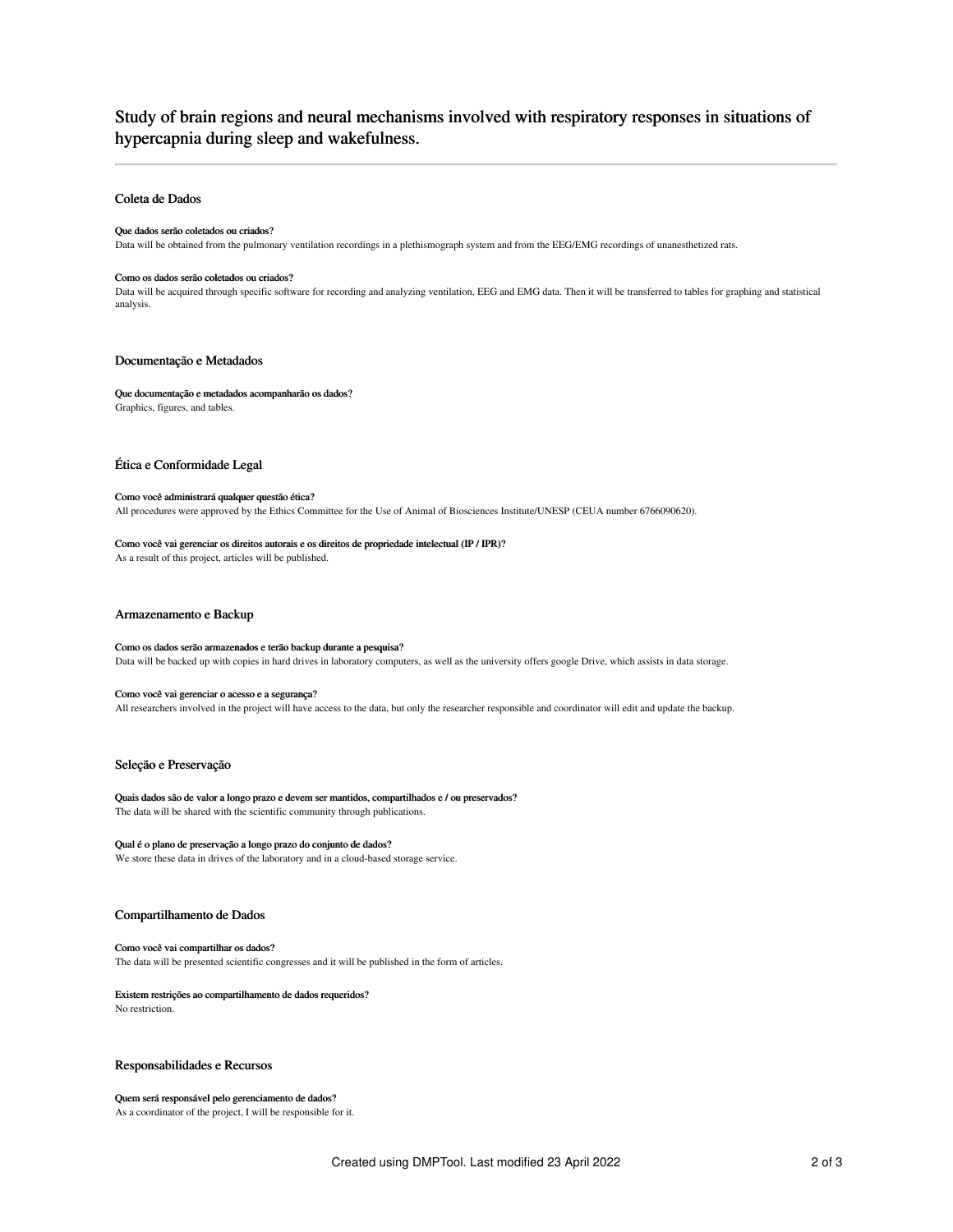# Study of brain regions and neural mechanisms involved with respiratory responses in situations of hypercapnia during sleep and wakefulness.

## Coleta de Dados

**Que dados serão coletados ou criados?**

Data will be obtained from the pulmonary ventilation recordings in a plethismograph system and from the EEG/EMG recordings of unanesthetized rats.

**Como os dados serão coletados ou criados?**

Data will be acquired through specific software for recording and analyzing ventilation, EEG and EMG data. Then it will be transferred to tables for graphing and statistical analysis.

## Documentação e Metadados

**Que documentação e metadados acompanharão os dados?**

Graphics, figures, and tables.

## Ética e Conformidade Legal

**Como você administrará qualquer questão ética?**

All procedures were approved by the Ethics Committee for the Use of Animal of Biosciences Institute/UNESP (CEUA number 6766090620).

**Como você vai gerenciar os direitos autorais e os direitos de propriedade intelectual (IP / IPR)?**

As a result of this project, articles will be published.

## Armazenamento e Backup

**Como os dados serão armazenados e terão backup durante a pesquisa?**

Data will be backed up with copies in hard drives in laboratory computers, as well as the university offers google Drive, which assists in data storage.

**Como você vai gerenciar o acesso e a segurança?**

All researchers involved in the project will have access to the data, but only the researcher responsible and coordinator will edit and update the backup.

## Seleção e Preservação

**Quais dados são de valor a longo prazo e devem ser mantidos, compartilhados e / ou preservados?**

The data will be shared with the scientific community through publications.

**Qual é o plano de preservação a longo prazo do conjunto de dados?**

We store these data in drives of the laboratory and in a cloud-based storage service.

## Compartilhamento de Dados

**Como você vai compartilhar os dados?**

The data will be presented scientific congresses and it will be published in the form of articles.

**Existem restrições ao compartilhamento de dados requeridos?**

No restriction.

## Responsabilidades e Recursos

**Quem será responsável pelo gerenciamento de dados?**

As a coordinator of the project, I will be responsible for it.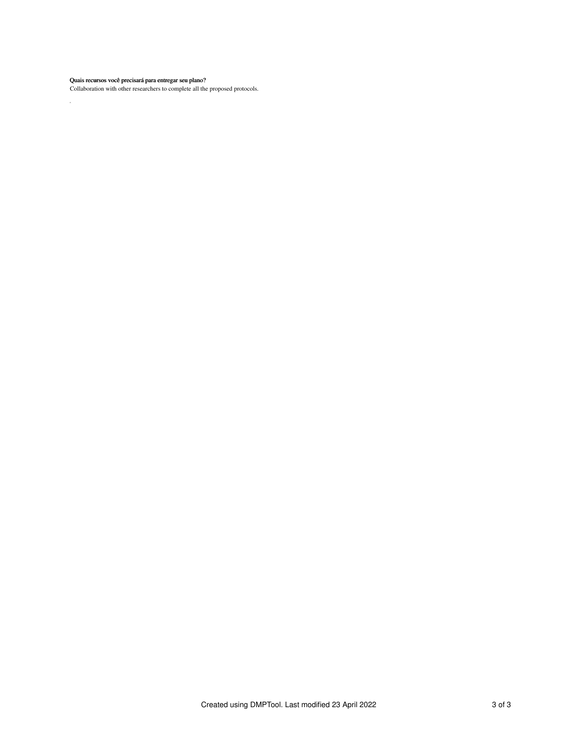**Quais recursos você precisará para entregar seu plano?**

Collaboration with other researchers to complete all the proposed protocols.